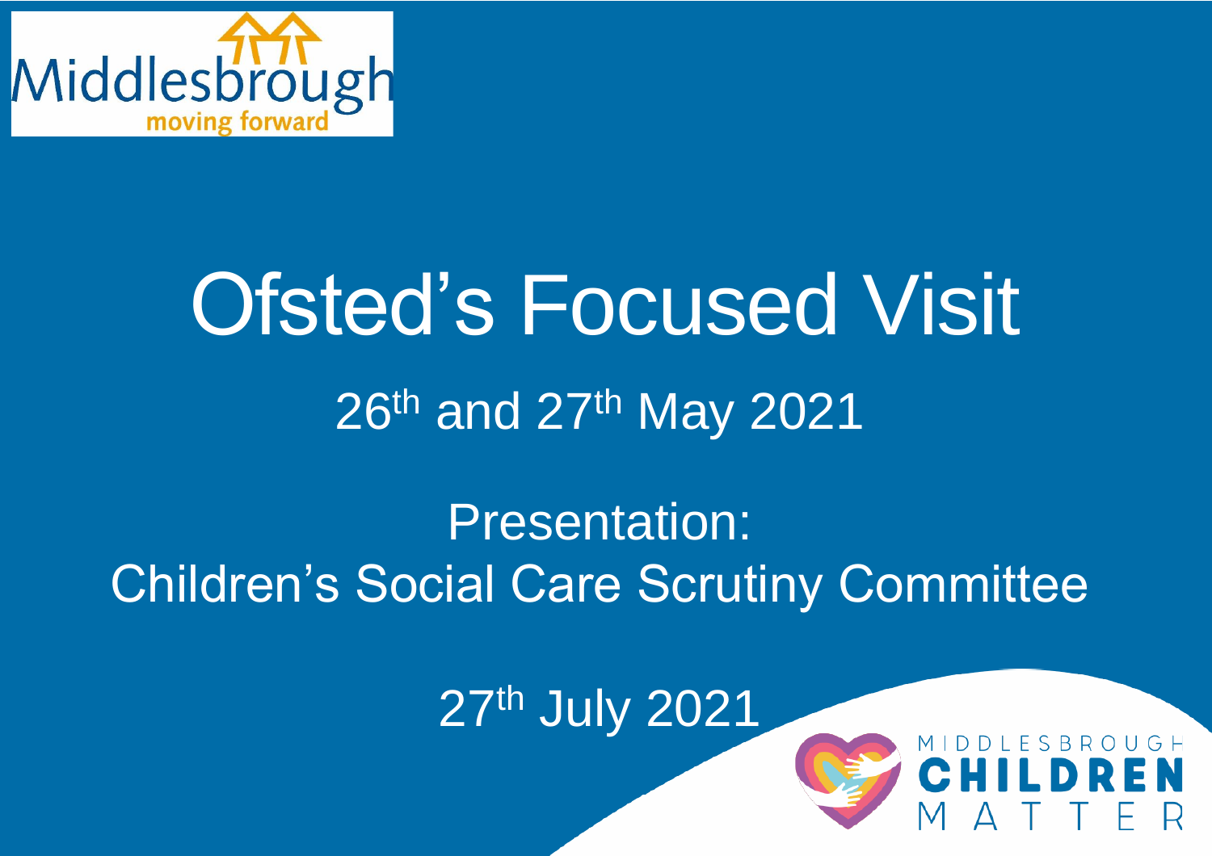# Ofsted's Focused Visit

26th and 27th May 2021

Presentation:
Children's Social Care Scrutiny Committee

27th July 2021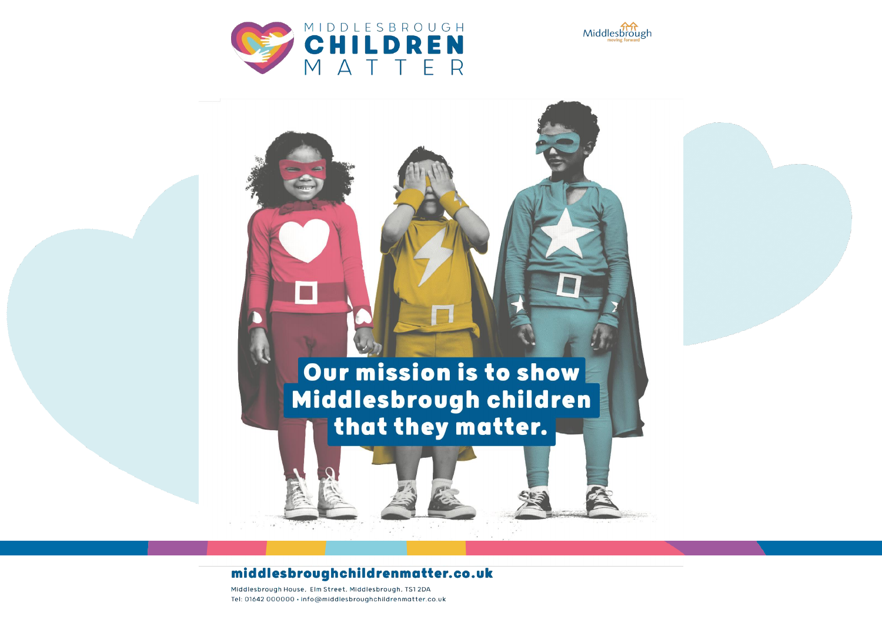# MIDDLESBROUGH CHILDREN MATTER

Middlesbrough moving forward

**Our mission is to show Middlesbrough children that they matter.**

**middlesbroughchildrenmatter.co.uk**

Middlesbrough House, Elm Street, Middlesbrough, TS1 2DA
Tel: 01642 000000 • info@middlesbroughchildrenmatter.co.uk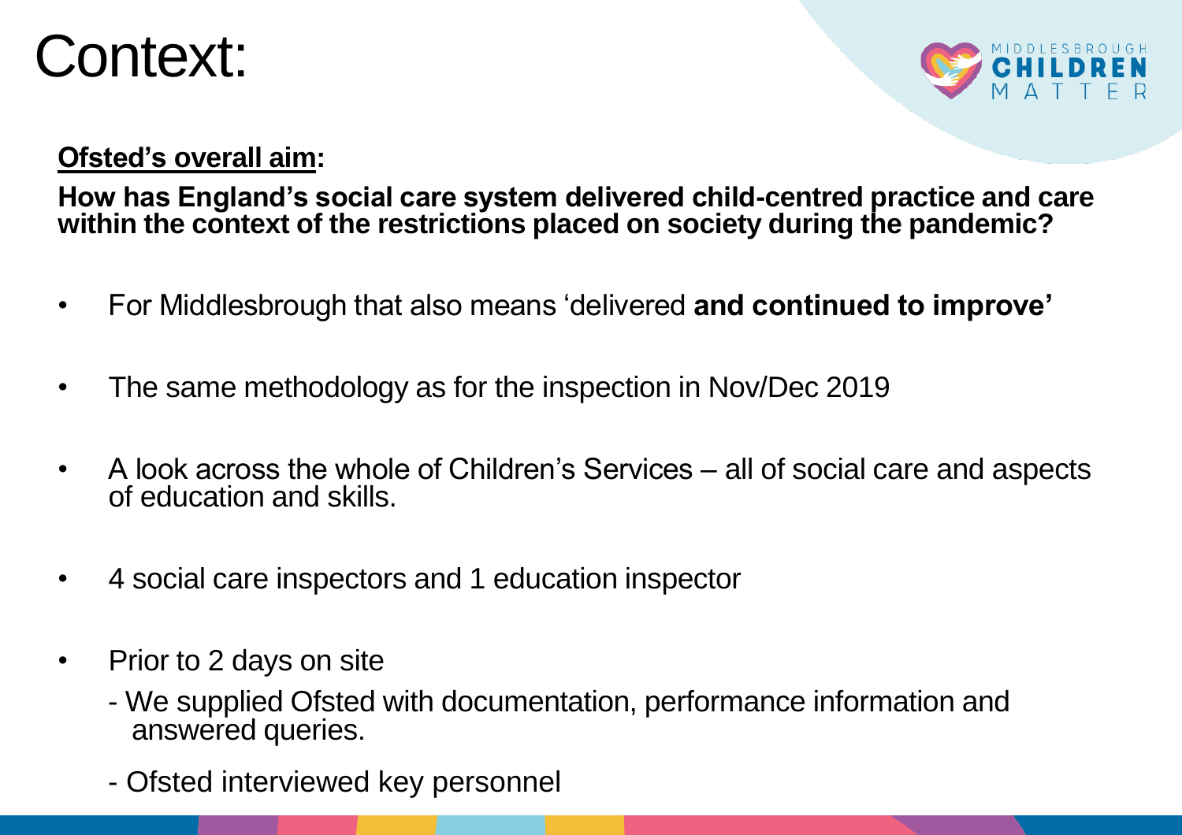# Context:

**Ofsted's overall aim:**

**How has England's social care system delivered child-centred practice and care within the context of the restrictions placed on society during the pandemic?**

- For Middlesbrough that also means 'delivered **and continued to improve'**
- The same methodology as for the inspection in Nov/Dec 2019
- A look across the whole of Children's Services – all of social care and aspects of education and skills.
- 4 social care inspectors and 1 education inspector
- Prior to 2 days on site
  - We supplied Ofsted with documentation, performance information and answered queries.
  - Ofsted interviewed key personnel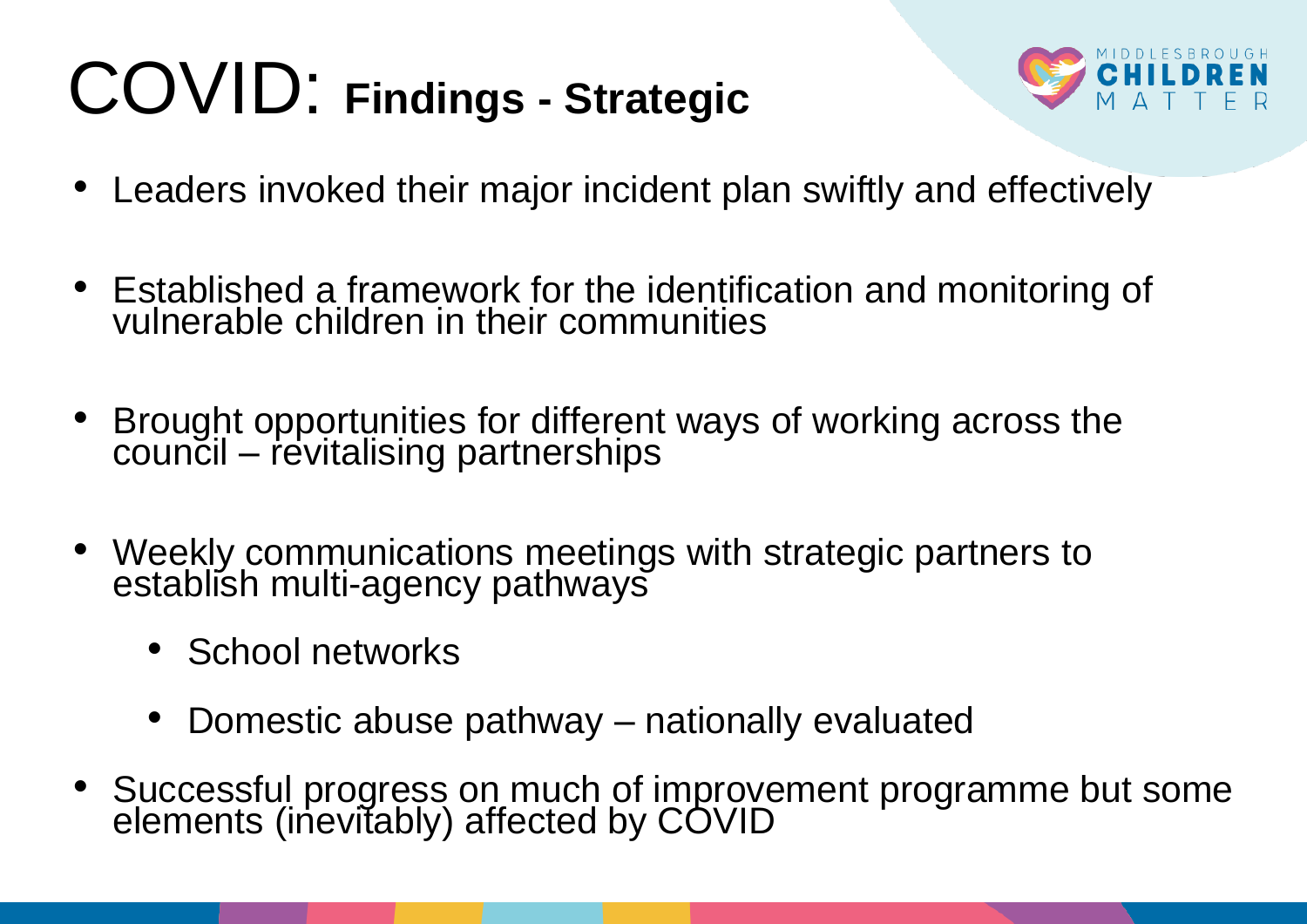# COVID: **Findings - Strategic**

- Leaders invoked their major incident plan swiftly and effectively
- Established a framework for the identification and monitoring of vulnerable children in their communities
- Brought opportunities for different ways of working across the council – revitalising partnerships
- Weekly communications meetings with strategic partners to establish multi-agency pathways
  - School networks
  - Domestic abuse pathway – nationally evaluated
- Successful progress on much of improvement programme but some elements (inevitably) affected by COVID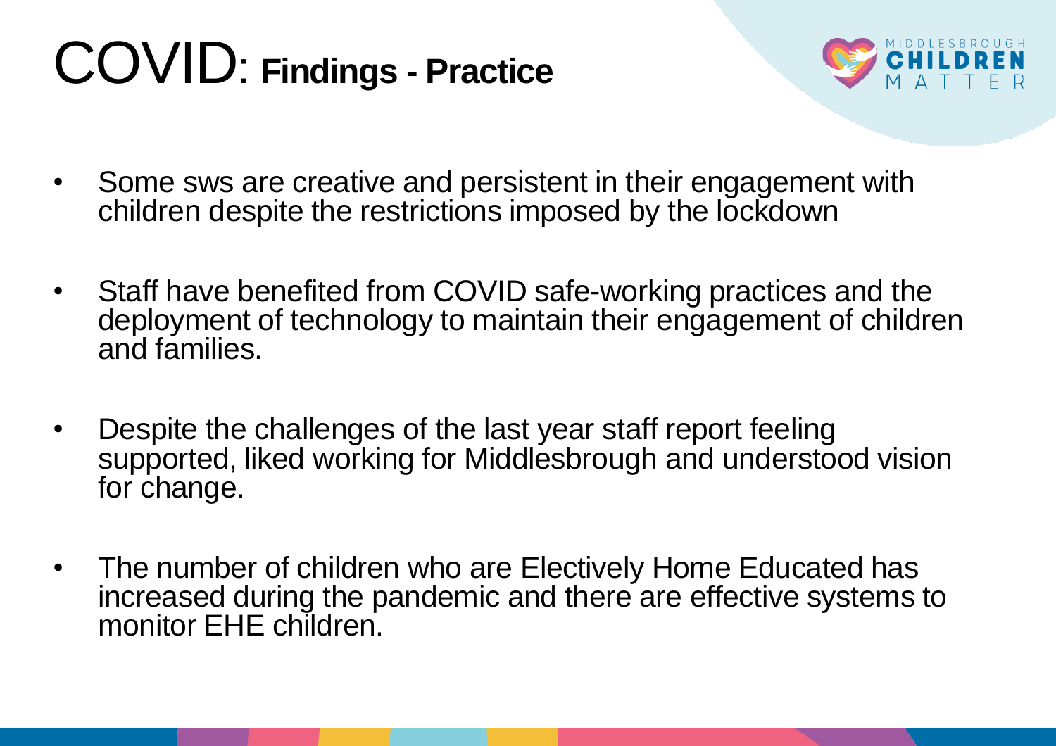# COVID: **Findings - Practice**

- Some sws are creative and persistent in their engagement with children despite the restrictions imposed by the lockdown
- Staff have benefited from COVID safe-working practices and the deployment of technology to maintain their engagement of children and families.
- Despite the challenges of the last year staff report feeling supported, liked working for Middlesbrough and understood vision for change.
- The number of children who are Electively Home Educated has increased during the pandemic and there are effective systems to monitor EHE children.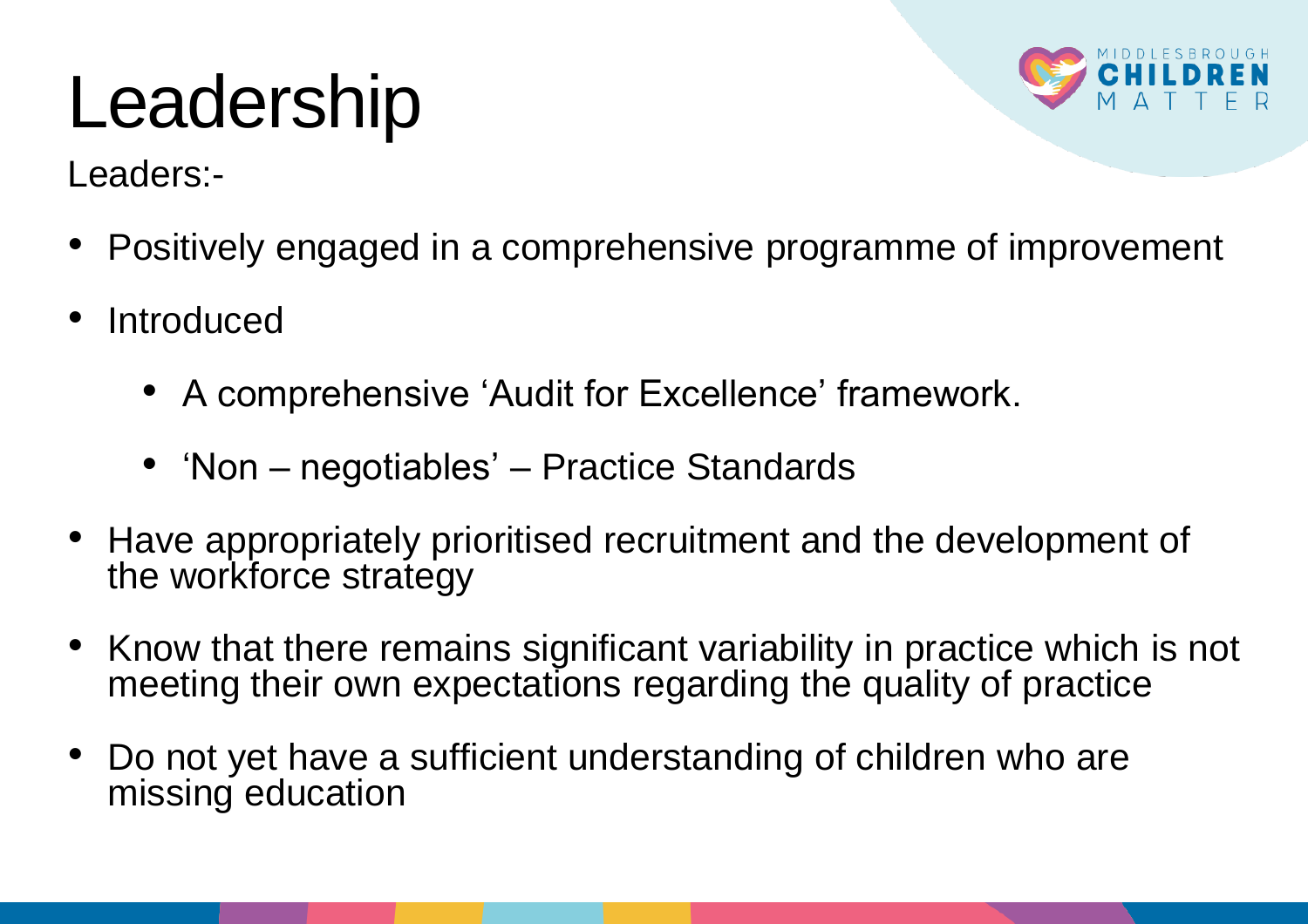# Leadership

Leaders:-

- Positively engaged in a comprehensive programme of improvement
- Introduced
  - A comprehensive 'Audit for Excellence' framework.
  - 'Non – negotiables' – Practice Standards
- Have appropriately prioritised recruitment and the development of the workforce strategy
- Know that there remains significant variability in practice which is not meeting their own expectations regarding the quality of practice
- Do not yet have a sufficient understanding of children who are missing education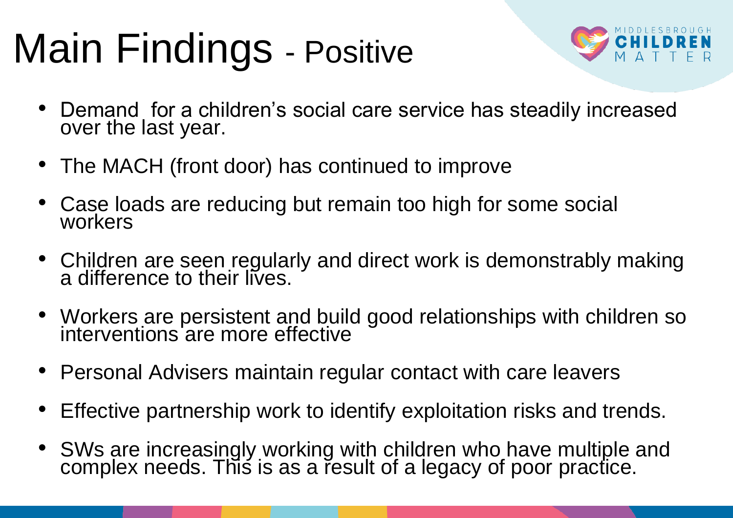# Main Findings - Positive

- Demand for a children's social care service has steadily increased over the last year.
- The MACH (front door) has continued to improve
- Case loads are reducing but remain too high for some social workers
- Children are seen regularly and direct work is demonstrably making a difference to their lives.
- Workers are persistent and build good relationships with children so interventions are more effective
- Personal Advisers maintain regular contact with care leavers
- Effective partnership work to identify exploitation risks and trends.
- SWs are increasingly working with children who have multiple and complex needs. This is as a result of a legacy of poor practice.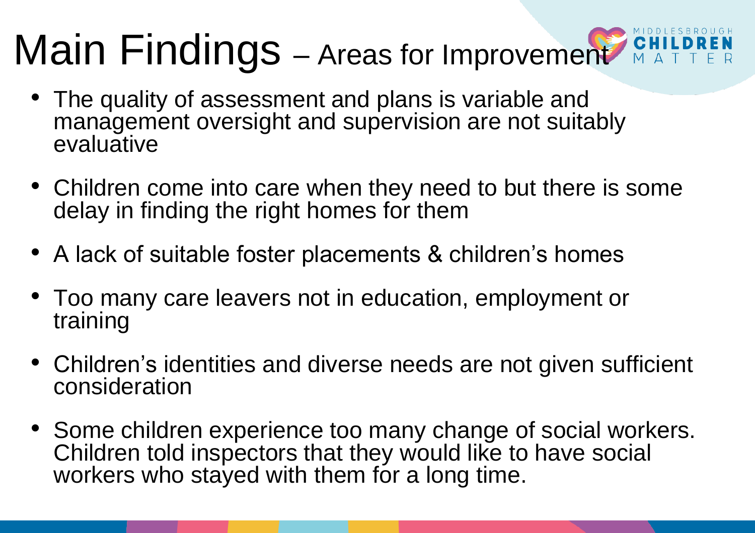# Main Findings – Areas for Improvement

- The quality of assessment and plans is variable and management oversight and supervision are not suitably evaluative
- Children come into care when they need to but there is some delay in finding the right homes for them
- A lack of suitable foster placements & children's homes
- Too many care leavers not in education, employment or training
- Children's identities and diverse needs are not given sufficient consideration
- Some children experience too many change of social workers. Children told inspectors that they would like to have social workers who stayed with them for a long time.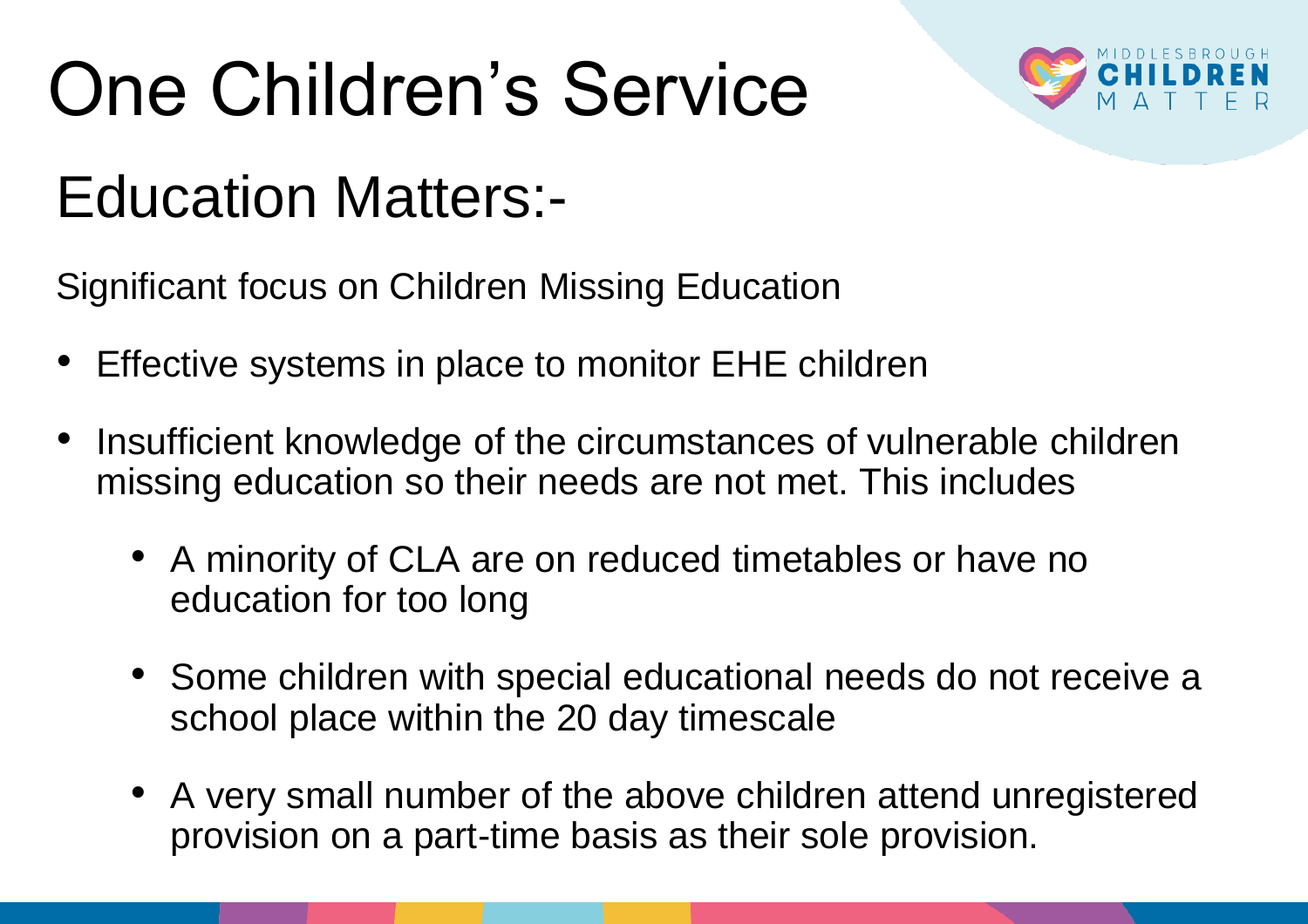# One Children's Service

## Education Matters:-

Significant focus on Children Missing Education

- Effective systems in place to monitor EHE children
- Insufficient knowledge of the circumstances of vulnerable children missing education so their needs are not met. This includes
  - A minority of CLA are on reduced timetables or have no education for too long
  - Some children with special educational needs do not receive a school place within the 20 day timescale
  - A very small number of the above children attend unregistered provision on a part-time basis as their sole provision.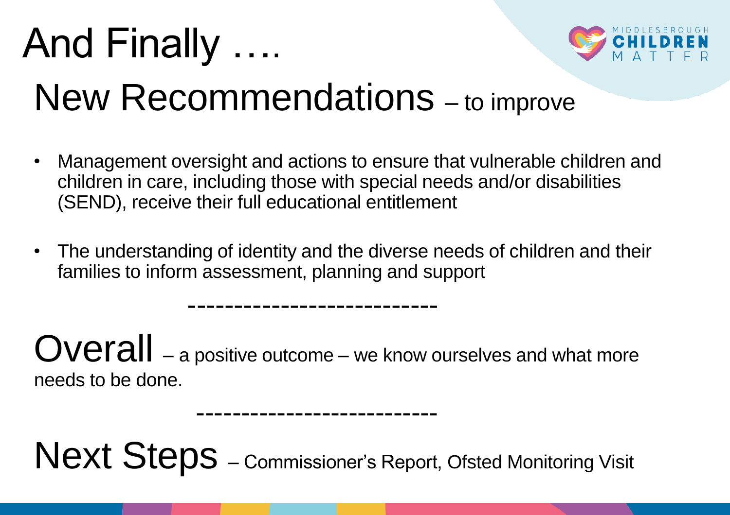# And Finally ….

## New Recommendations – to improve

- Management oversight and actions to ensure that vulnerable children and children in care, including those with special needs and/or disabilities (SEND), receive their full educational entitlement
- The understanding of identity and the diverse needs of children and their families to inform assessment, planning and support

---

**Overall** – a positive outcome – we know ourselves and what more needs to be done.

---

**Next Steps** – Commissioner's Report, Ofsted Monitoring Visit